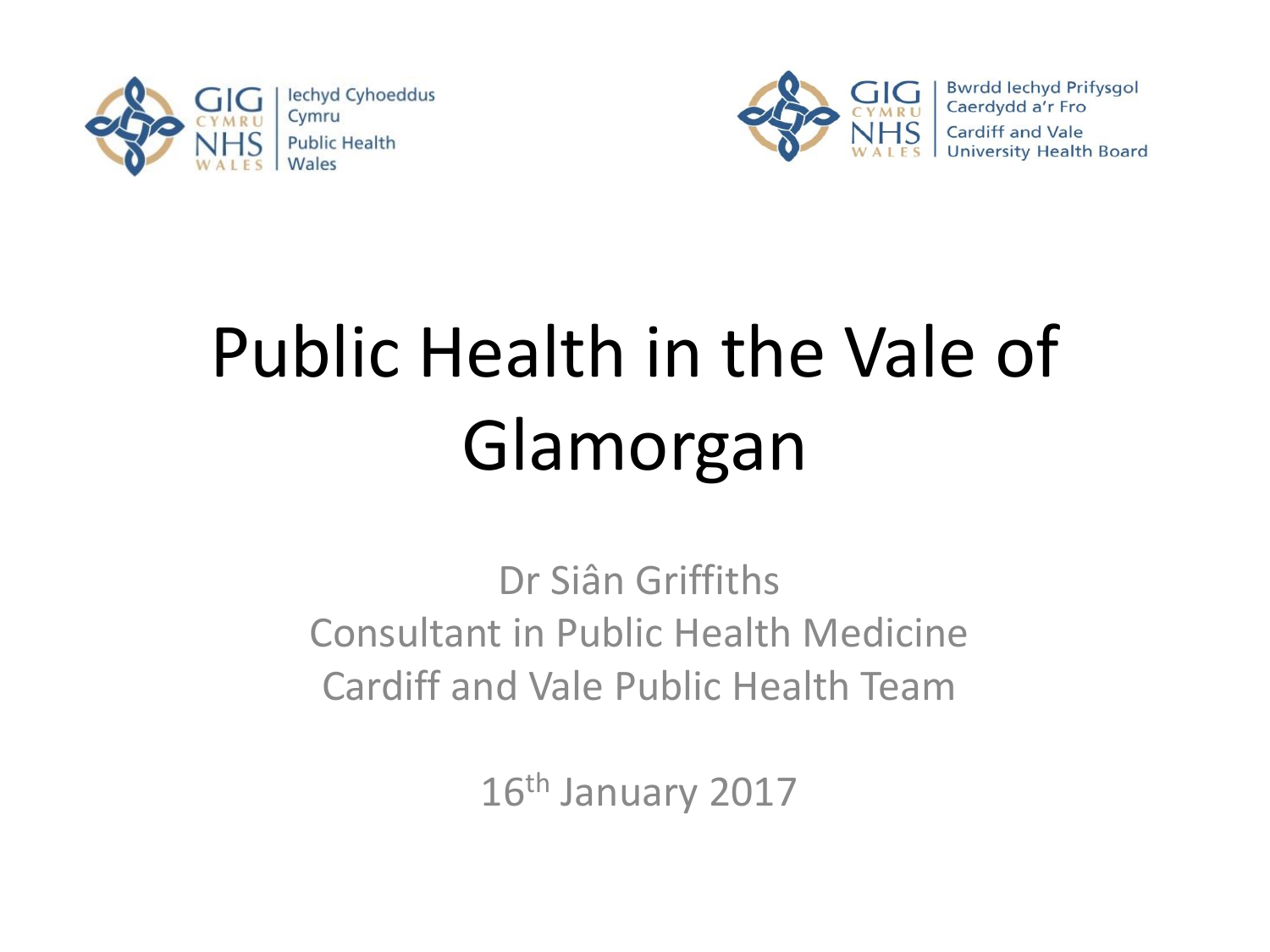GIG CYMRU NHS WALES | Iechyd Cyhoeddus Cymru Public Health Wales

GIG CYMRU NHS WALES | Bwrdd Iechyd Prifysgol Caerdydd a'r Fro Cardiff and Vale University Health Board

# Public Health in the Vale of Glamorgan

Dr Siân Griffiths
Consultant in Public Health Medicine
Cardiff and Vale Public Health Team

16th January 2017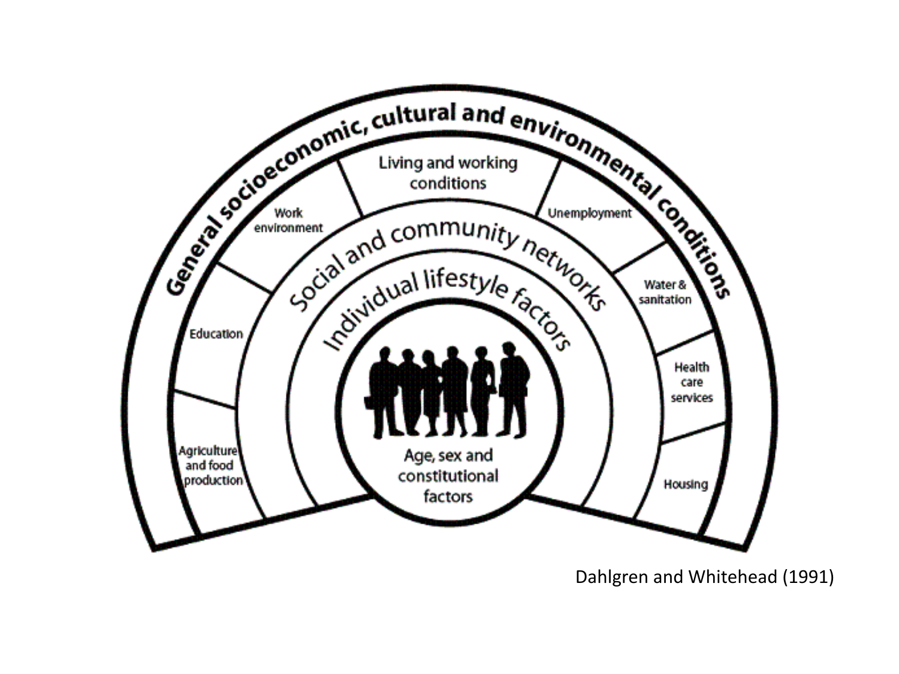General socioeconomic, cultural and environmental conditions

Living and working conditions

Work environment

Unemployment

Education

Water & sanitation

Agriculture and food production

Health care services

Housing

Social and community networks

Individual lifestyle factors

Age, sex and constitutional factors

Dahlgren and Whitehead (1991)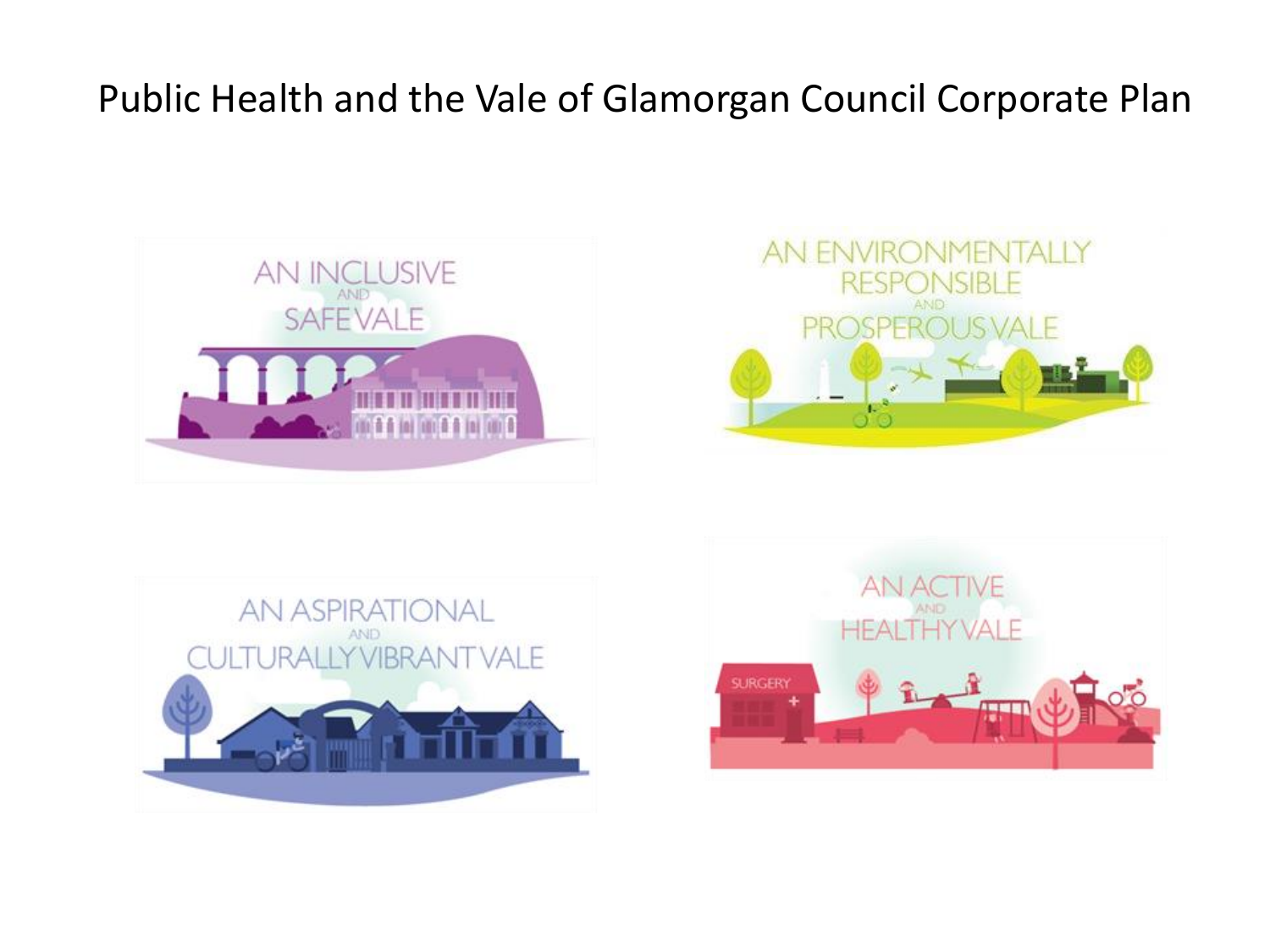# Public Health and the Vale of Glamorgan Council Corporate Plan

AN INCLUSIVE AND SAFE VALE

AN ENVIRONMENTALLY RESPONSIBLE AND PROSPEROUS VALE

AN ASPIRATIONAL AND CULTURALLY VIBRANT VALE

AN ACTIVE AND HEALTHY VALE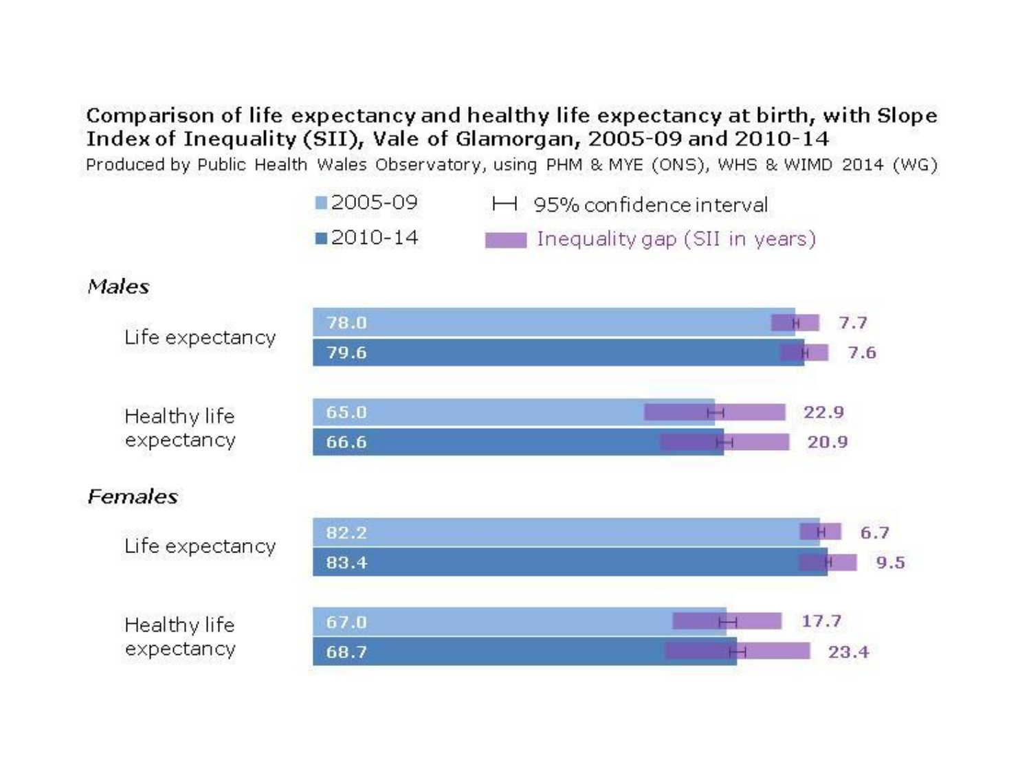**Comparison of life expectancy and healthy life expectancy at birth, with Slope Index of Inequality (SII), Vale of Glamorgan, 2005-09 and 2010-14**

Produced by Public Health Wales Observatory, using PHM & MYE (ONS), WHS & WIMD 2014 (WG)

Legend: 2005-09; 2010-14; 95% confidence interval; Inequality gap (SII in years)

| | | Period | Years | Inequality gap (SII in years) |
|---|---|---|---|---|
| *Males* | Life expectancy | 2005-09 | 78.0 | 7.7 |
| | | 2010-14 | 79.6 | 7.6 |
| | Healthy life expectancy | 2005-09 | 65.0 | 22.9 |
| | | 2010-14 | 66.6 | 20.9 |
| *Females* | Life expectancy | 2005-09 | 82.2 | 6.7 |
| | | 2010-14 | 83.4 | 9.5 |
| | Healthy life expectancy | 2005-09 | 67.0 | 17.7 |
| | | 2010-14 | 68.7 | 23.4 |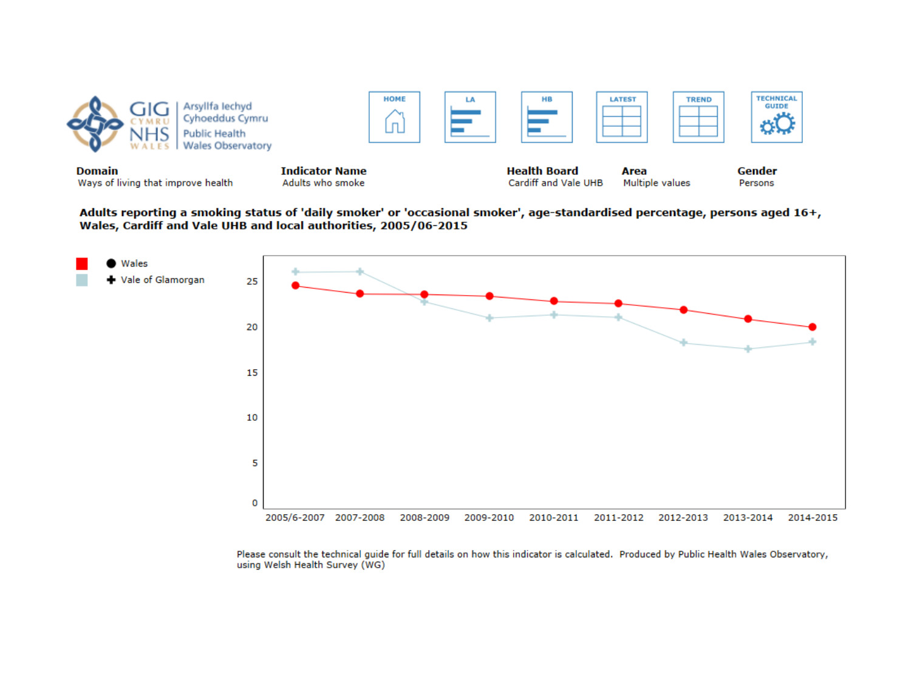GIG CYMRU NHS WALES | Arsyllfa Iechyd Cyhoeddus Cymru | Public Health Wales Observatory

HOME | LA | HB | LATEST | TREND | TECHNICAL GUIDE

**Domain**
Ways of living that improve health

**Indicator Name**
Adults who smoke

**Health Board**
Cardiff and Vale UHB

**Area**
Multiple values

**Gender**
Persons

**Adults reporting a smoking status of 'daily smoker' or 'occasional smoker', age-standardised percentage, persons aged 16+, Wales, Cardiff and Vale UHB and local authorities, 2005/06-2015**

Legend: ● Wales; ✚ Vale of Glamorgan

Y-axis: 0, 5, 10, 15, 20, 25

X-axis: 2005/6-2007, 2007-2008, 2008-2009, 2009-2010, 2010-2011, 2011-2012, 2012-2013, 2013-2014, 2014-2015

Please consult the technical guide for full details on how this indicator is calculated. Produced by Public Health Wales Observatory, using Welsh Health Survey (WG)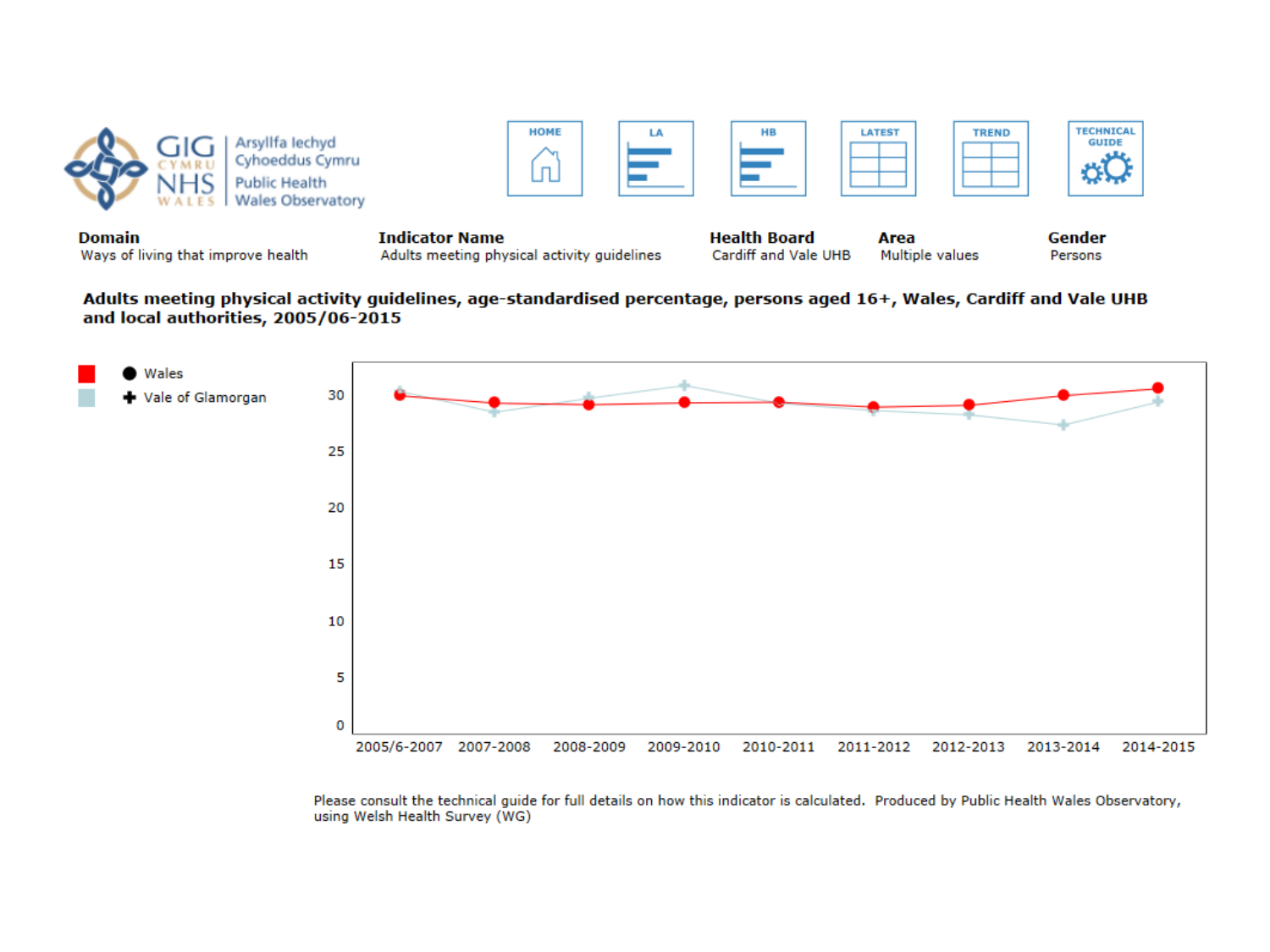GIG CYMRU NHS WALES | Arsyllfa Iechyd Cyhoeddus Cymru | Public Health Wales Observatory

HOME | LA | HB | LATEST | TREND | TECHNICAL GUIDE

| Domain | Indicator Name | Health Board | Area | Gender |
|---|---|---|---|---|
| Ways of living that improve health | Adults meeting physical activity guidelines | Cardiff and Vale UHB | Multiple values | Persons |

**Adults meeting physical activity guidelines, age-standardised percentage, persons aged 16+, Wales, Cardiff and Vale UHB and local authorities, 2005/06-2015**

Wales
Vale of Glamorgan

30
25
20
15
10
5
0

2005/6-2007 | 2007-2008 | 2008-2009 | 2009-2010 | 2010-2011 | 2011-2012 | 2012-2013 | 2013-2014 | 2014-2015

Please consult the technical guide for full details on how this indicator is calculated. Produced by Public Health Wales Observatory, using Welsh Health Survey (WG)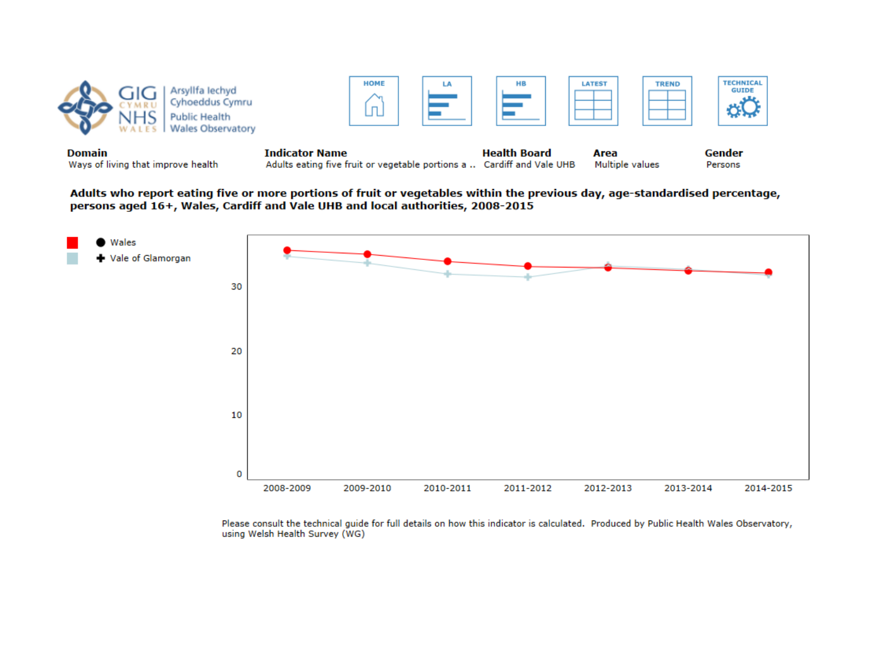Arsyllfa Iechyd Cyhoeddus Cymru
Public Health Wales Observatory

HOME | LA | HB | LATEST | TREND | TECHNICAL GUIDE

| Domain | Indicator Name | Health Board | Area | Gender |
|---|---|---|---|---|
| Ways of living that improve health | Adults eating five fruit or vegetable portions a .. | Cardiff and Vale UHB | Multiple values | Persons |

**Adults who report eating five or more portions of fruit or vegetables within the previous day, age-standardised percentage, persons aged 16+, Wales, Cardiff and Vale UHB and local authorities, 2008-2015**

Wales
Vale of Glamorgan

30
20
10
0

2008-2009 2009-2010 2010-2011 2011-2012 2012-2013 2013-2014 2014-2015

Please consult the technical guide for full details on how this indicator is calculated. Produced by Public Health Wales Observatory, using Welsh Health Survey (WG)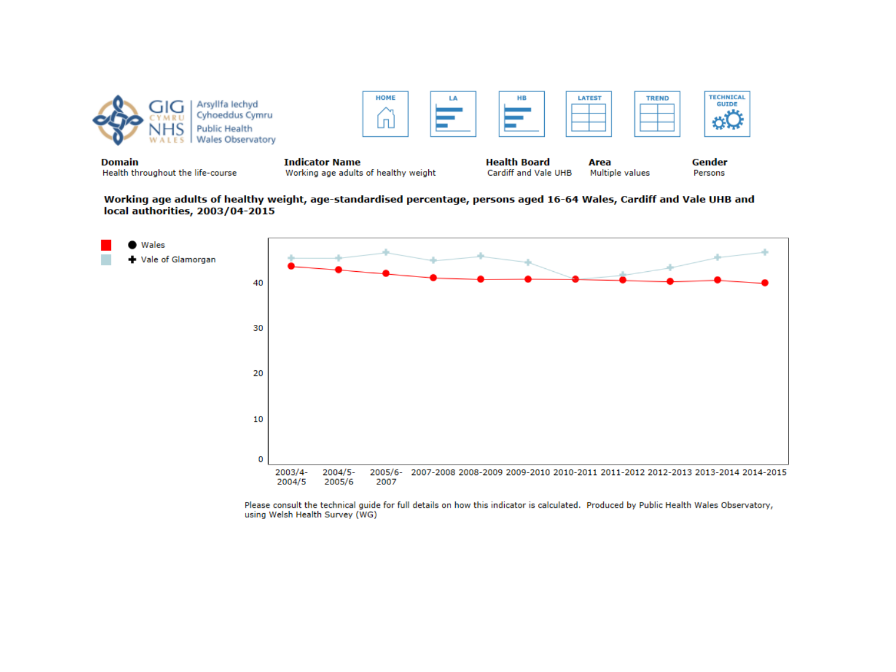GIG CYMRU NHS WALES | Arsyllfa Iechyd Cyhoeddus Cymru | Public Health Wales Observatory

HOME | LA | HB | LATEST | TREND | TECHNICAL GUIDE

| Domain | Indicator Name | Health Board | Area | Gender |
|---|---|---|---|---|
| Health throughout the life-course | Working age adults of healthy weight | Cardiff and Vale UHB | Multiple values | Persons |

**Working age adults of healthy weight, age-standardised percentage, persons aged 16-64 Wales, Cardiff and Vale UHB and local authorities, 2003/04-2015**

Legend: ● Wales; ✚ Vale of Glamorgan

Y-axis: 0, 10, 20, 30, 40

X-axis: 2003/4-2004/5, 2004/5-2005/6, 2005/6-2007, 2007-2008, 2008-2009, 2009-2010, 2010-2011, 2011-2012, 2012-2013, 2013-2014, 2014-2015

Please consult the technical guide for full details on how this indicator is calculated. Produced by Public Health Wales Observatory, using Welsh Health Survey (WG)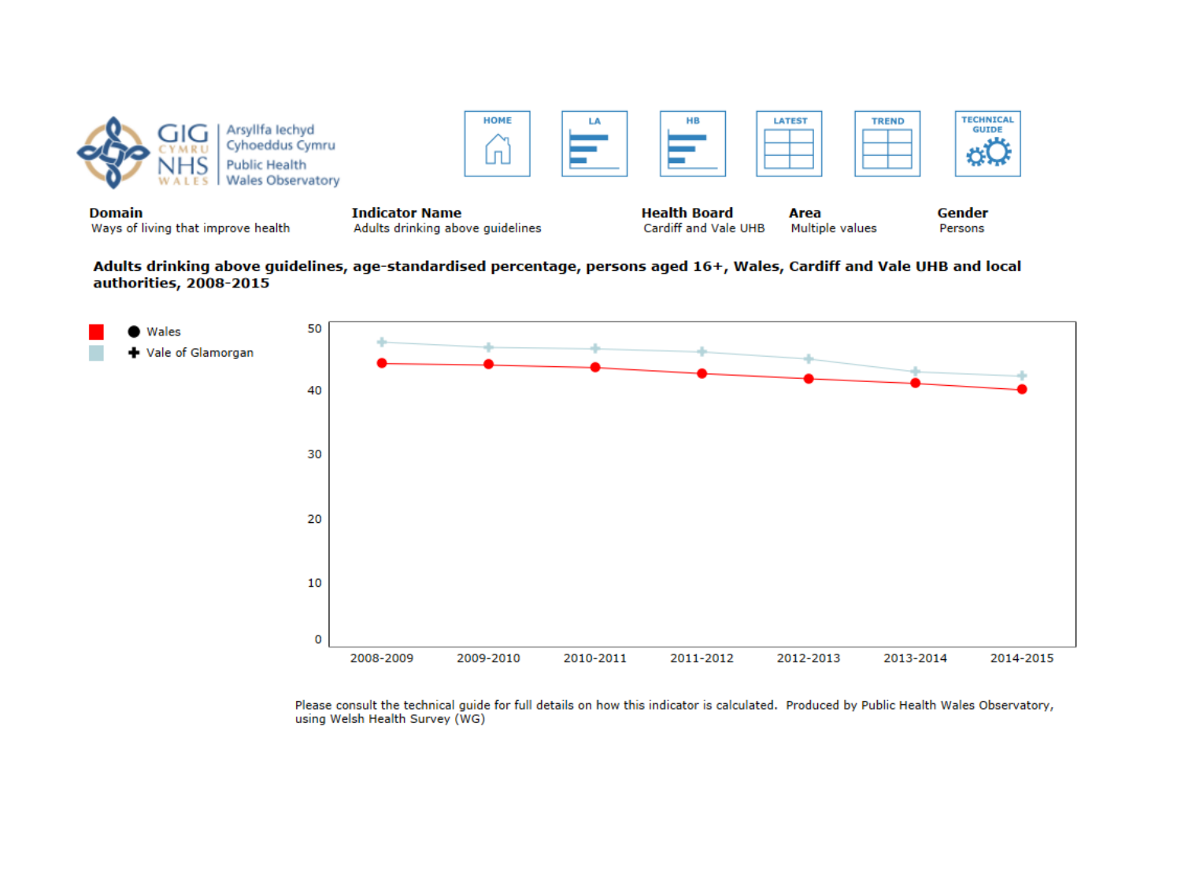GIG CYMRU NHS WALES | Arsyllfa Iechyd Cyhoeddus Cymru | Public Health Wales Observatory

HOME | LA | HB | LATEST | TREND | TECHNICAL GUIDE

| Domain | Indicator Name | Health Board | Area | Gender |
|---|---|---|---|---|
| Ways of living that improve health | Adults drinking above guidelines | Cardiff and Vale UHB | Multiple values | Persons |

**Adults drinking above guidelines, age-standardised percentage, persons aged 16+, Wales, Cardiff and Vale UHB and local authorities, 2008-2015**

- Wales
- Vale of Glamorgan

Please consult the technical guide for full details on how this indicator is calculated. Produced by Public Health Wales Observatory, using Welsh Health Survey (WG)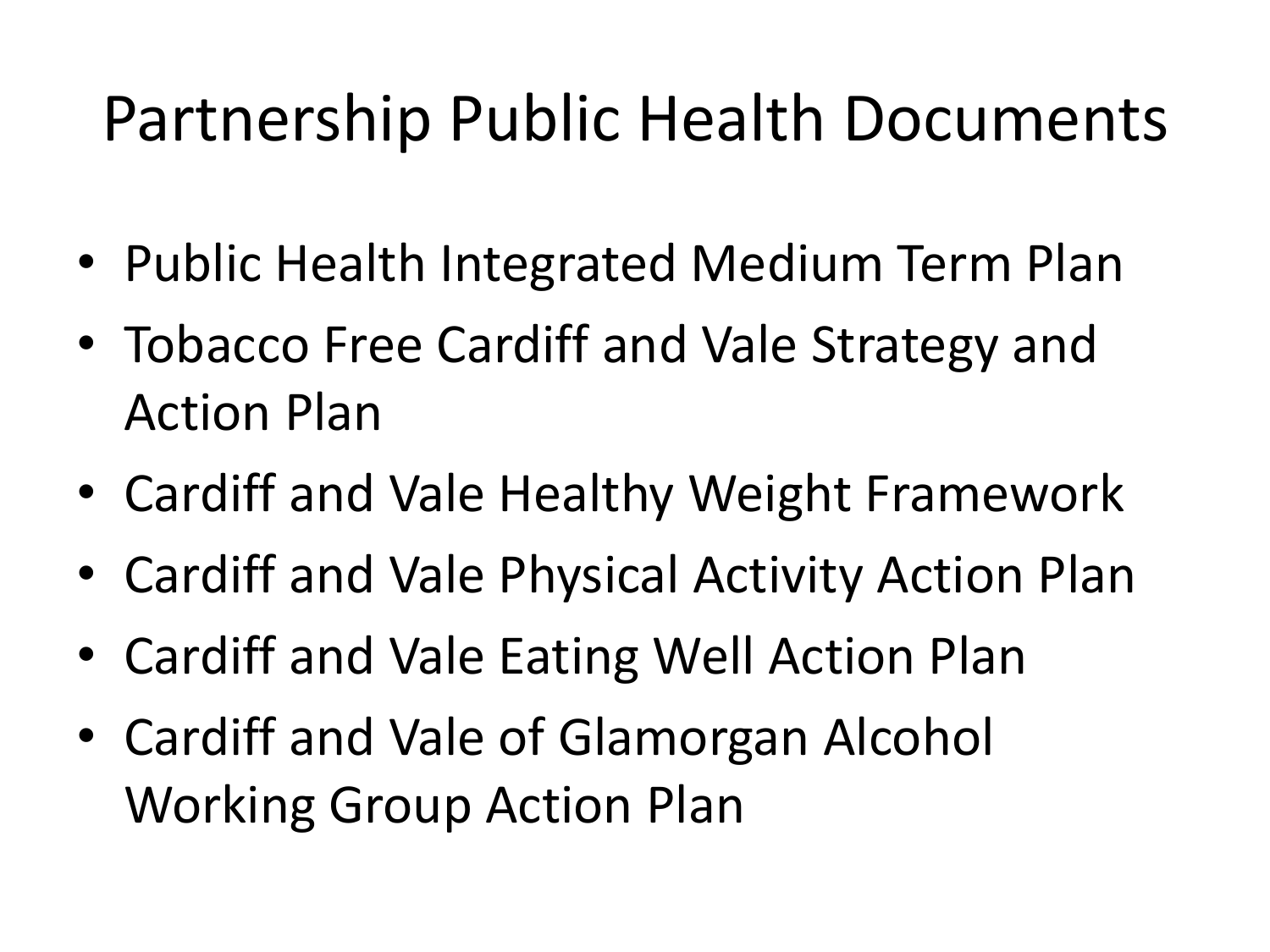# Partnership Public Health Documents

- Public Health Integrated Medium Term Plan
- Tobacco Free Cardiff and Vale Strategy and Action Plan
- Cardiff and Vale Healthy Weight Framework
- Cardiff and Vale Physical Activity Action Plan
- Cardiff and Vale Eating Well Action Plan
- Cardiff and Vale of Glamorgan Alcohol Working Group Action Plan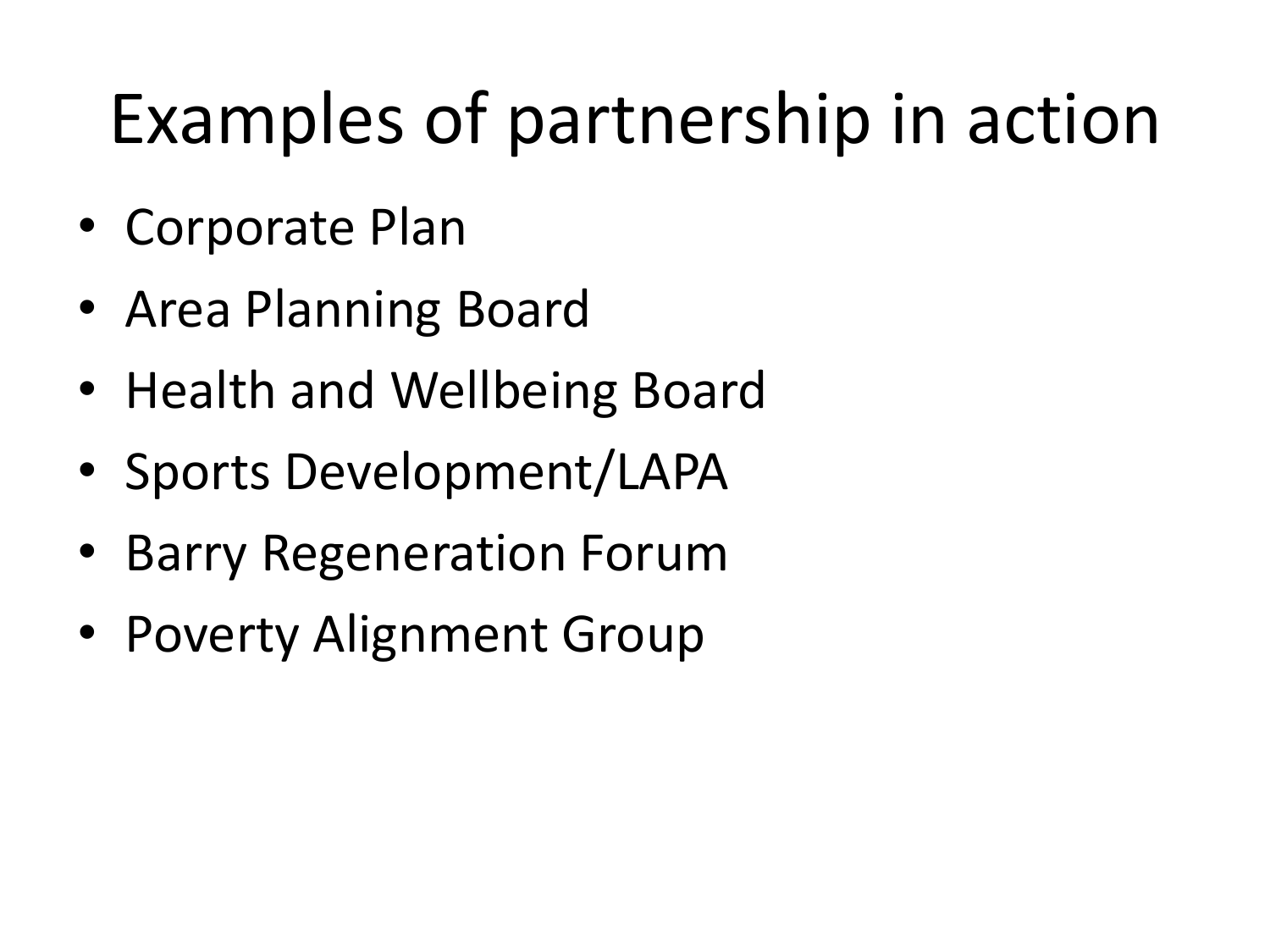# Examples of partnership in action

- Corporate Plan
- Area Planning Board
- Health and Wellbeing Board
- Sports Development/LAPA
- Barry Regeneration Forum
- Poverty Alignment Group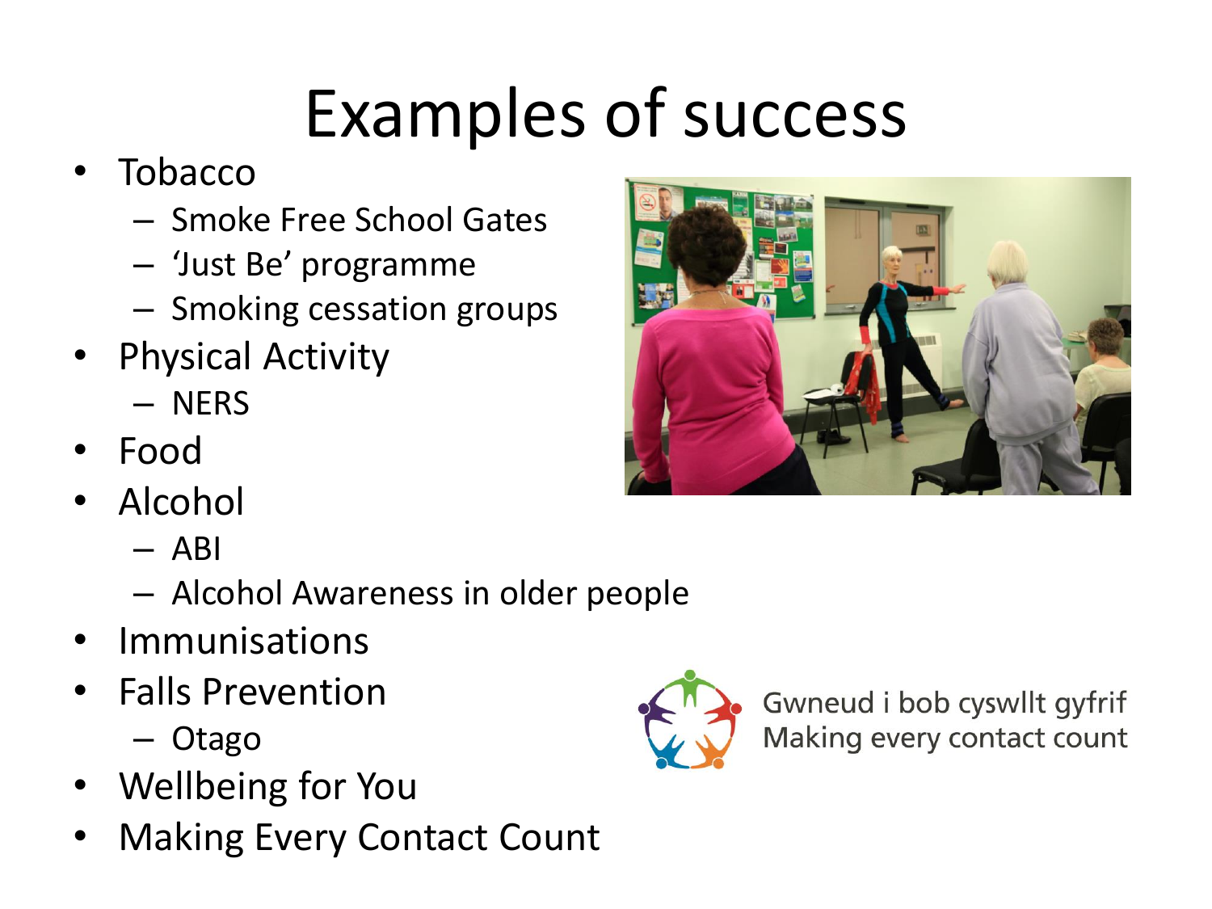# Examples of success

- Tobacco
  - Smoke Free School Gates
  - 'Just Be' programme
  - Smoking cessation groups
- Physical Activity
  - NERS
- Food
- Alcohol
  - ABI
  - Alcohol Awareness in older people
- Immunisations
- Falls Prevention
  - Otago
- Wellbeing for You
- Making Every Contact Count

Gwneud i bob cyswllt gyfrif
Making every contact count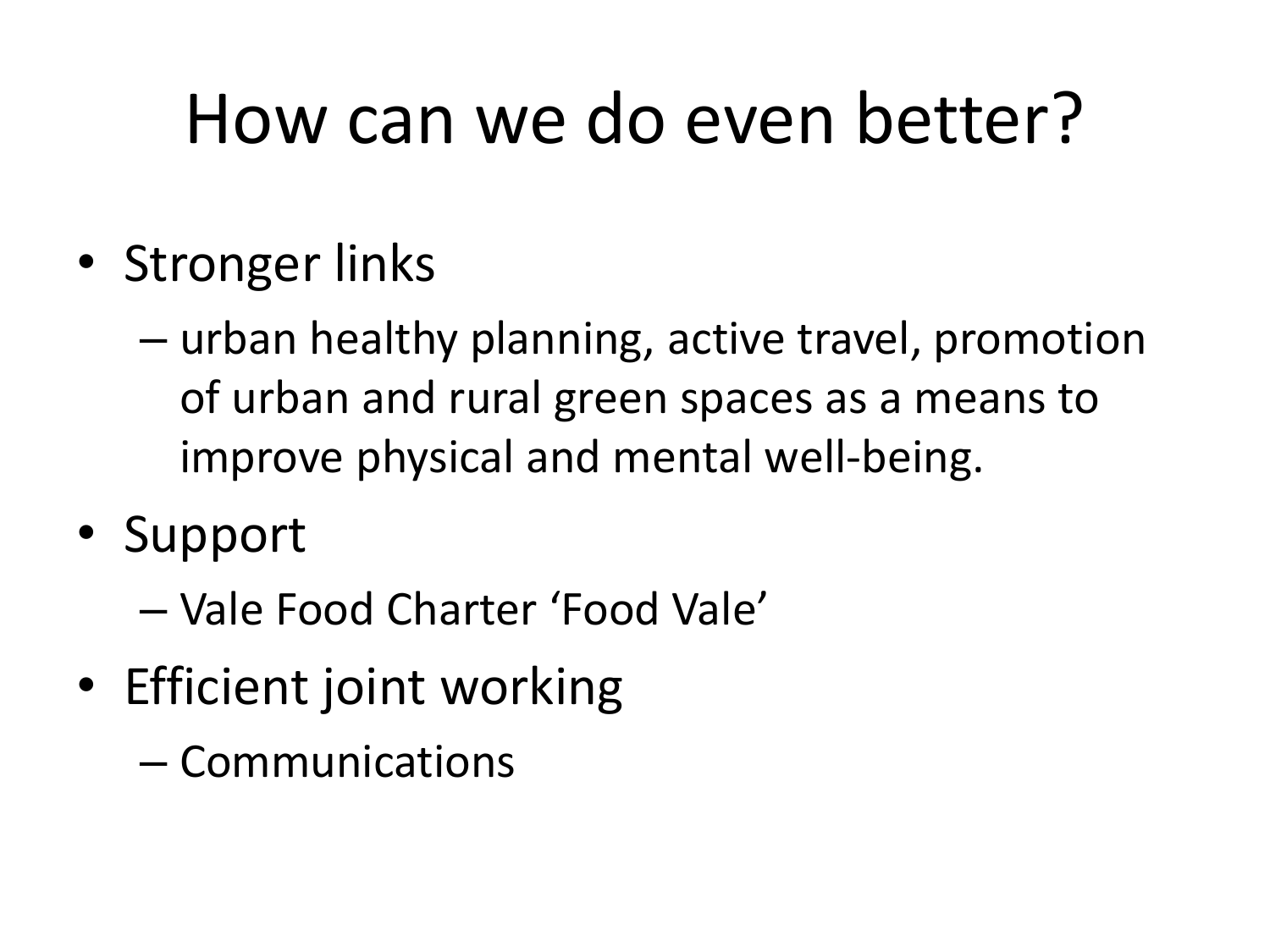# How can we do even better?

- Stronger links
  - urban healthy planning, active travel, promotion of urban and rural green spaces as a means to improve physical and mental well-being.
- Support
  - Vale Food Charter 'Food Vale'
- Efficient joint working
  - Communications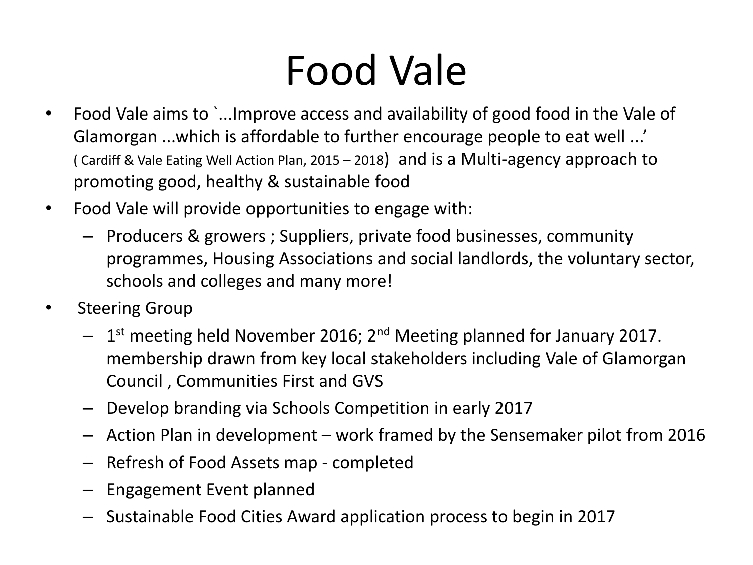# Food Vale

- Food Vale aims to `...Improve access and availability of good food in the Vale of Glamorgan ...which is affordable to further encourage people to eat well ...' ( Cardiff & Vale Eating Well Action Plan, 2015 – 2018) and is a Multi-agency approach to promoting good, healthy & sustainable food
- Food Vale will provide opportunities to engage with:
  - Producers & growers ; Suppliers, private food businesses, community programmes, Housing Associations and social landlords, the voluntary sector, schools and colleges and many more!
- Steering Group
  - 1st meeting held November 2016; 2nd Meeting planned for January 2017. membership drawn from key local stakeholders including Vale of Glamorgan Council , Communities First and GVS
  - Develop branding via Schools Competition in early 2017
  - Action Plan in development – work framed by the Sensemaker pilot from 2016
  - Refresh of Food Assets map - completed
  - Engagement Event planned
  - Sustainable Food Cities Award application process to begin in 2017